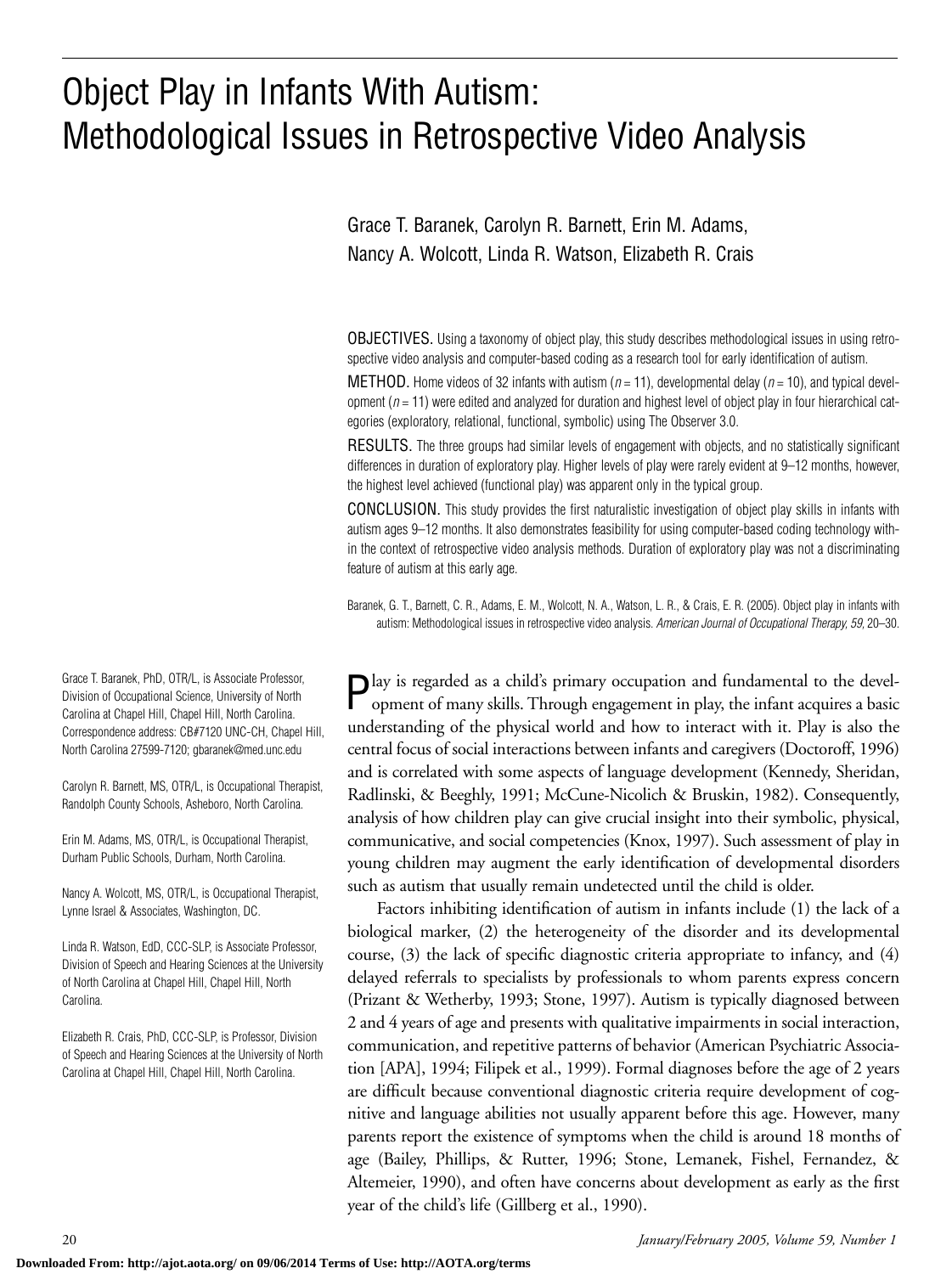# Object Play in Infants With Autism: Methodological Issues in Retrospective Video Analysis

Grace T. Baranek, Carolyn R. Barnett, Erin M. Adams, Nancy A. Wolcott, Linda R. Watson, Elizabeth R. Crais

OBJECTIVES. Using a taxonomy of object play, this study describes methodological issues in using retrospective video analysis and computer-based coding as a research tool for early identification of autism.

METHOD. Home videos of 32 infants with autism ($n = 11$), developmental delay ($n = 10$), and typical development ($n = 11$) were edited and analyzed for duration and highest level of object play in four hierarchical categories (exploratory, relational, functional, symbolic) using The Observer 3.0.

RESULTS. The three groups had similar levels of engagement with objects, and no statistically significant differences in duration of exploratory play. Higher levels of play were rarely evident at 9–12 months, however, the highest level achieved (functional play) was apparent only in the typical group.

CONCLUSION. This study provides the first naturalistic investigation of object play skills in infants with autism ages 9–12 months. It also demonstrates feasibility for using computer-based coding technology within the context of retrospective video analysis methods. Duration of exploratory play was not a discriminating feature of autism at this early age.

Baranek, G. T., Barnett, C. R., Adams, E. M., Wolcott, N. A., Watson, L. R., & Crais, E. R. (2005). Object play in infants with autism: Methodological issues in retrospective video analysis. *American Journal of Occupational Therapy, 59*, 20–30.

Grace T. Baranek, PhD, OTR/L, is Associate Professor, Division of Occupational Science, University of North Carolina at Chapel Hill, Chapel Hill, North Carolina. Correspondence address: CB#7120 UNC-CH, Chapel Hill, North Carolina 27599-7120; gbaranek@med.unc.edu

Carolyn R. Barnett, MS, OTR/L, is Occupational Therapist, Randolph County Schools, Asheboro, North Carolina.

Erin M. Adams, MS, OTR/L, is Occupational Therapist, Durham Public Schools, Durham, North Carolina.

Nancy A. Wolcott, MS, OTR/L, is Occupational Therapist, Lynne Israel & Associates, Washington, DC.

Linda R. Watson, EdD, CCC-SLP, is Associate Professor, Division of Speech and Hearing Sciences at the University of North Carolina at Chapel Hill, Chapel Hill, North Carolina.

Elizabeth R. Crais, PhD, CCC-SLP, is Professor, Division of Speech and Hearing Sciences at the University of North Carolina at Chapel Hill, Chapel Hill, North Carolina.

Play is regarded as a child's primary occupation and fundamental to the development of many skills. Through engagement in play, the infant acquires a basic understanding of the physical world and how to interact with it. Play is also the central focus of social interactions between infants and caregivers (Doctoroff, 1996) and is correlated with some aspects of language development (Kennedy, Sheridan, Radlinski, & Beeghly, 1991; McCune-Nicolich & Bruskin, 1982). Consequently, analysis of how children play can give crucial insight into their symbolic, physical, communicative, and social competencies (Knox, 1997). Such assessment of play in young children may augment the early identification of developmental disorders such as autism that usually remain undetected until the child is older.

Factors inhibiting identification of autism in infants include (1) the lack of a biological marker, (2) the heterogeneity of the disorder and its developmental course, (3) the lack of specific diagnostic criteria appropriate to infancy, and (4) delayed referrals to specialists by professionals to whom parents express concern (Prizant & Wetherby, 1993; Stone, 1997). Autism is typically diagnosed between 2 and 4 years of age and presents with qualitative impairments in social interaction, communication, and repetitive patterns of behavior (American Psychiatric Association [APA], 1994; Filipek et al., 1999). Formal diagnoses before the age of 2 years are difficult because conventional diagnostic criteria require development of cognitive and language abilities not usually apparent before this age. However, many parents report the existence of symptoms when the child is around 18 months of age (Bailey, Phillips, & Rutter, 1996; Stone, Lemanek, Fishel, Fernandez, & Altemeier, 1990), and often have concerns about development as early as the first year of the child's life (Gillberg et al., 1990).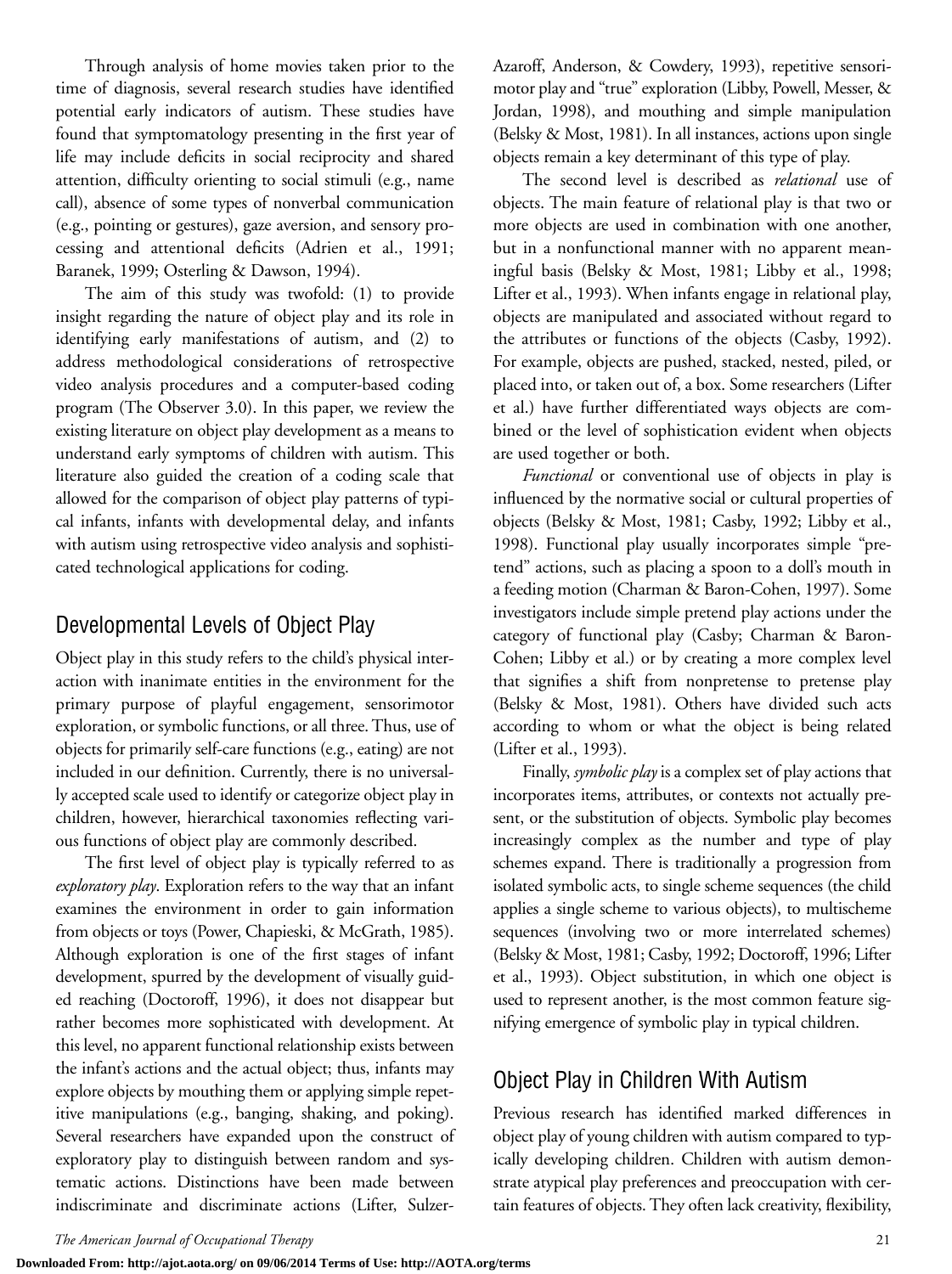Through analysis of home movies taken prior to the time of diagnosis, several research studies have identified potential early indicators of autism. These studies have found that symptomatology presenting in the first year of life may include deficits in social reciprocity and shared attention, difficulty orienting to social stimuli (e.g., name call), absence of some types of nonverbal communication (e.g., pointing or gestures), gaze aversion, and sensory processing and attentional deficits (Adrien et al., 1991; Baranek, 1999; Osterling & Dawson, 1994).

The aim of this study was twofold: (1) to provide insight regarding the nature of object play and its role in identifying early manifestations of autism, and (2) to address methodological considerations of retrospective video analysis procedures and a computer-based coding program (The Observer 3.0). In this paper, we review the existing literature on object play development as a means to understand early symptoms of children with autism. This literature also guided the creation of a coding scale that allowed for the comparison of object play patterns of typical infants, infants with developmental delay, and infants with autism using retrospective video analysis and sophisticated technological applications for coding.

## Developmental Levels of Object Play

Object play in this study refers to the child's physical interaction with inanimate entities in the environment for the primary purpose of playful engagement, sensorimotor exploration, or symbolic functions, or all three. Thus, use of objects for primarily self-care functions (e.g., eating) are not included in our definition. Currently, there is no universally accepted scale used to identify or categorize object play in children, however, hierarchical taxonomies reflecting various functions of object play are commonly described.

The first level of object play is typically referred to as *exploratory play*. Exploration refers to the way that an infant examines the environment in order to gain information from objects or toys (Power, Chapieski, & McGrath, 1985). Although exploration is one of the first stages of infant development, spurred by the development of visually guided reaching (Doctoroff, 1996), it does not disappear but rather becomes more sophisticated with development. At this level, no apparent functional relationship exists between the infant's actions and the actual object; thus, infants may explore objects by mouthing them or applying simple repetitive manipulations (e.g., banging, shaking, and poking). Several researchers have expanded upon the construct of exploratory play to distinguish between random and systematic actions. Distinctions have been made between indiscriminate and discriminate actions (Lifter, Sulzer-Azaroff, Anderson, & Cowdery, 1993), repetitive sensorimotor play and "true" exploration (Libby, Powell, Messer, & Jordan, 1998), and mouthing and simple manipulation (Belsky & Most, 1981). In all instances, actions upon single objects remain a key determinant of this type of play.

The second level is described as *relational* use of objects. The main feature of relational play is that two or more objects are used in combination with one another, but in a nonfunctional manner with no apparent meaningful basis (Belsky & Most, 1981; Libby et al., 1998; Lifter et al., 1993). When infants engage in relational play, objects are manipulated and associated without regard to the attributes or functions of the objects (Casby, 1992). For example, objects are pushed, stacked, nested, piled, or placed into, or taken out of, a box. Some researchers (Lifter et al.) have further differentiated ways objects are combined or the level of sophistication evident when objects are used together or both.

*Functional* or conventional use of objects in play is influenced by the normative social or cultural properties of objects (Belsky & Most, 1981; Casby, 1992; Libby et al., 1998). Functional play usually incorporates simple "pretend" actions, such as placing a spoon to a doll's mouth in a feeding motion (Charman & Baron-Cohen, 1997). Some investigators include simple pretend play actions under the category of functional play (Casby; Charman & Baron-Cohen; Libby et al.) or by creating a more complex level that signifies a shift from nonpretense to pretense play (Belsky & Most, 1981). Others have divided such acts according to whom or what the object is being related (Lifter et al., 1993).

Finally, *symbolic play* is a complex set of play actions that incorporates items, attributes, or contexts not actually present, or the substitution of objects. Symbolic play becomes increasingly complex as the number and type of play schemes expand. There is traditionally a progression from isolated symbolic acts, to single scheme sequences (the child applies a single scheme to various objects), to multischeme sequences (involving two or more interrelated schemes) (Belsky & Most, 1981; Casby, 1992; Doctoroff, 1996; Lifter et al., 1993). Object substitution, in which one object is used to represent another, is the most common feature signifying emergence of symbolic play in typical children.

## Object Play in Children With Autism

Previous research has identified marked differences in object play of young children with autism compared to typically developing children. Children with autism demonstrate atypical play preferences and preoccupation with certain features of objects. They often lack creativity, flexibility,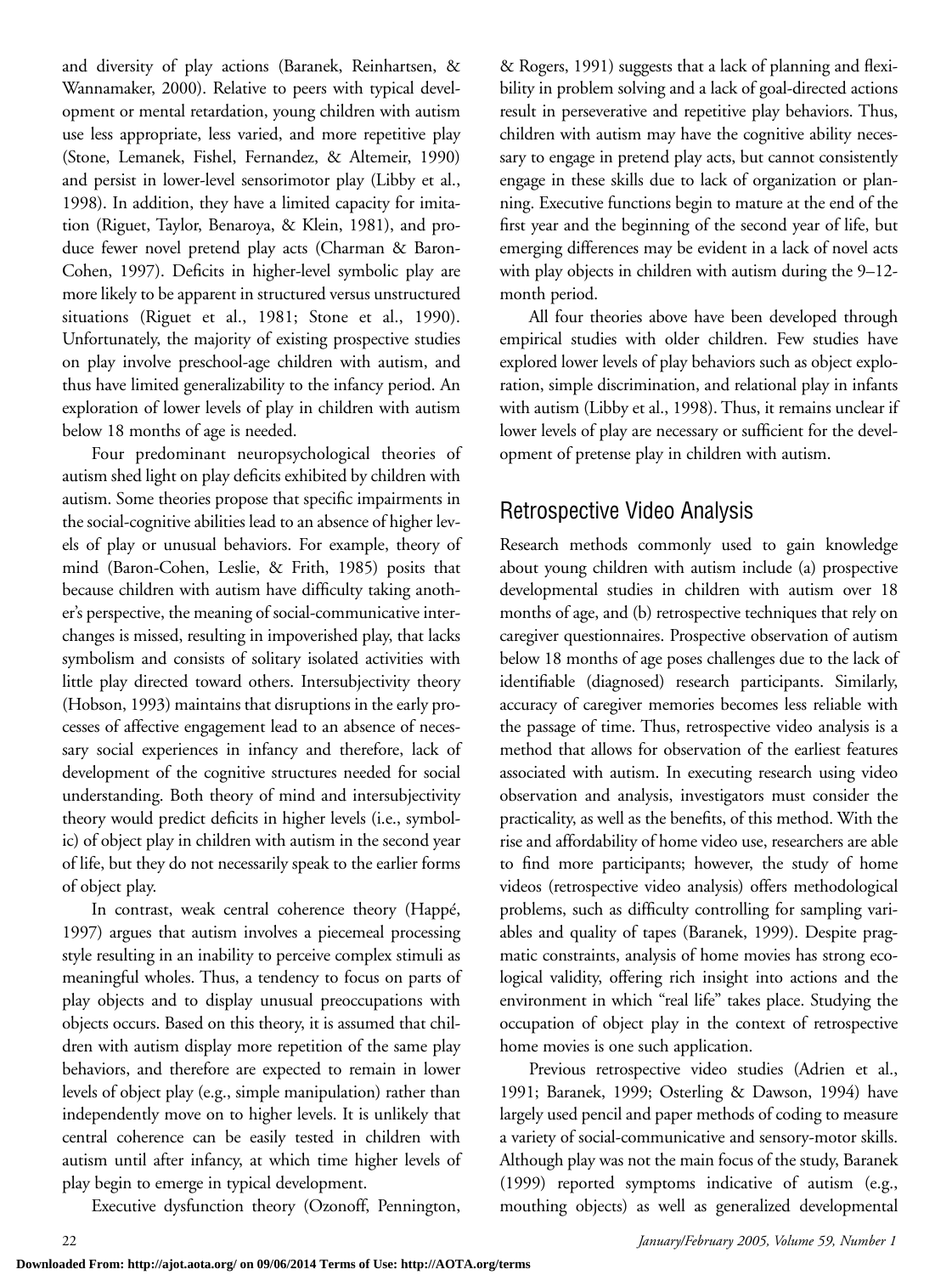and diversity of play actions (Baranek, Reinhartsen, & Wannamaker, 2000). Relative to peers with typical development or mental retardation, young children with autism use less appropriate, less varied, and more repetitive play (Stone, Lemanek, Fishel, Fernandez, & Altemeir, 1990) and persist in lower-level sensorimotor play (Libby et al., 1998). In addition, they have a limited capacity for imitation (Riguet, Taylor, Benaroya, & Klein, 1981), and produce fewer novel pretend play acts (Charman & Baron-Cohen, 1997). Deficits in higher-level symbolic play are more likely to be apparent in structured versus unstructured situations (Riguet et al., 1981; Stone et al., 1990). Unfortunately, the majority of existing prospective studies on play involve preschool-age children with autism, and thus have limited generalizability to the infancy period. An exploration of lower levels of play in children with autism below 18 months of age is needed.

Four predominant neuropsychological theories of autism shed light on play deficits exhibited by children with autism. Some theories propose that specific impairments in the social-cognitive abilities lead to an absence of higher levels of play or unusual behaviors. For example, theory of mind (Baron-Cohen, Leslie, & Frith, 1985) posits that because children with autism have difficulty taking another's perspective, the meaning of social-communicative interchanges is missed, resulting in impoverished play, that lacks symbolism and consists of solitary isolated activities with little play directed toward others. Intersubjectivity theory (Hobson, 1993) maintains that disruptions in the early processes of affective engagement lead to an absence of necessary social experiences in infancy and therefore, lack of development of the cognitive structures needed for social understanding. Both theory of mind and intersubjectivity theory would predict deficits in higher levels (i.e., symbolic) of object play in children with autism in the second year of life, but they do not necessarily speak to the earlier forms of object play.

In contrast, weak central coherence theory (Happé, 1997) argues that autism involves a piecemeal processing style resulting in an inability to perceive complex stimuli as meaningful wholes. Thus, a tendency to focus on parts of play objects and to display unusual preoccupations with objects occurs. Based on this theory, it is assumed that children with autism display more repetition of the same play behaviors, and therefore are expected to remain in lower levels of object play (e.g., simple manipulation) rather than independently move on to higher levels. It is unlikely that central coherence can be easily tested in children with autism until after infancy, at which time higher levels of play begin to emerge in typical development.

Executive dysfunction theory (Ozonoff, Pennington, & Rogers, 1991) suggests that a lack of planning and flexibility in problem solving and a lack of goal-directed actions result in perseverative and repetitive play behaviors. Thus, children with autism may have the cognitive ability necessary to engage in pretend play acts, but cannot consistently engage in these skills due to lack of organization or planning. Executive functions begin to mature at the end of the first year and the beginning of the second year of life, but emerging differences may be evident in a lack of novel acts with play objects in children with autism during the 9–12-month period.

All four theories above have been developed through empirical studies with older children. Few studies have explored lower levels of play behaviors such as object exploration, simple discrimination, and relational play in infants with autism (Libby et al., 1998). Thus, it remains unclear if lower levels of play are necessary or sufficient for the development of pretense play in children with autism.

## Retrospective Video Analysis

Research methods commonly used to gain knowledge about young children with autism include (a) prospective developmental studies in children with autism over 18 months of age, and (b) retrospective techniques that rely on caregiver questionnaires. Prospective observation of autism below 18 months of age poses challenges due to the lack of identifiable (diagnosed) research participants. Similarly, accuracy of caregiver memories becomes less reliable with the passage of time. Thus, retrospective video analysis is a method that allows for observation of the earliest features associated with autism. In executing research using video observation and analysis, investigators must consider the practicality, as well as the benefits, of this method. With the rise and affordability of home video use, researchers are able to find more participants; however, the study of home videos (retrospective video analysis) offers methodological problems, such as difficulty controlling for sampling variables and quality of tapes (Baranek, 1999). Despite pragmatic constraints, analysis of home movies has strong ecological validity, offering rich insight into actions and the environment in which "real life" takes place. Studying the occupation of object play in the context of retrospective home movies is one such application.

Previous retrospective video studies (Adrien et al., 1991; Baranek, 1999; Osterling & Dawson, 1994) have largely used pencil and paper methods of coding to measure a variety of social-communicative and sensory-motor skills. Although play was not the main focus of the study, Baranek (1999) reported symptoms indicative of autism (e.g., mouthing objects) as well as generalized developmental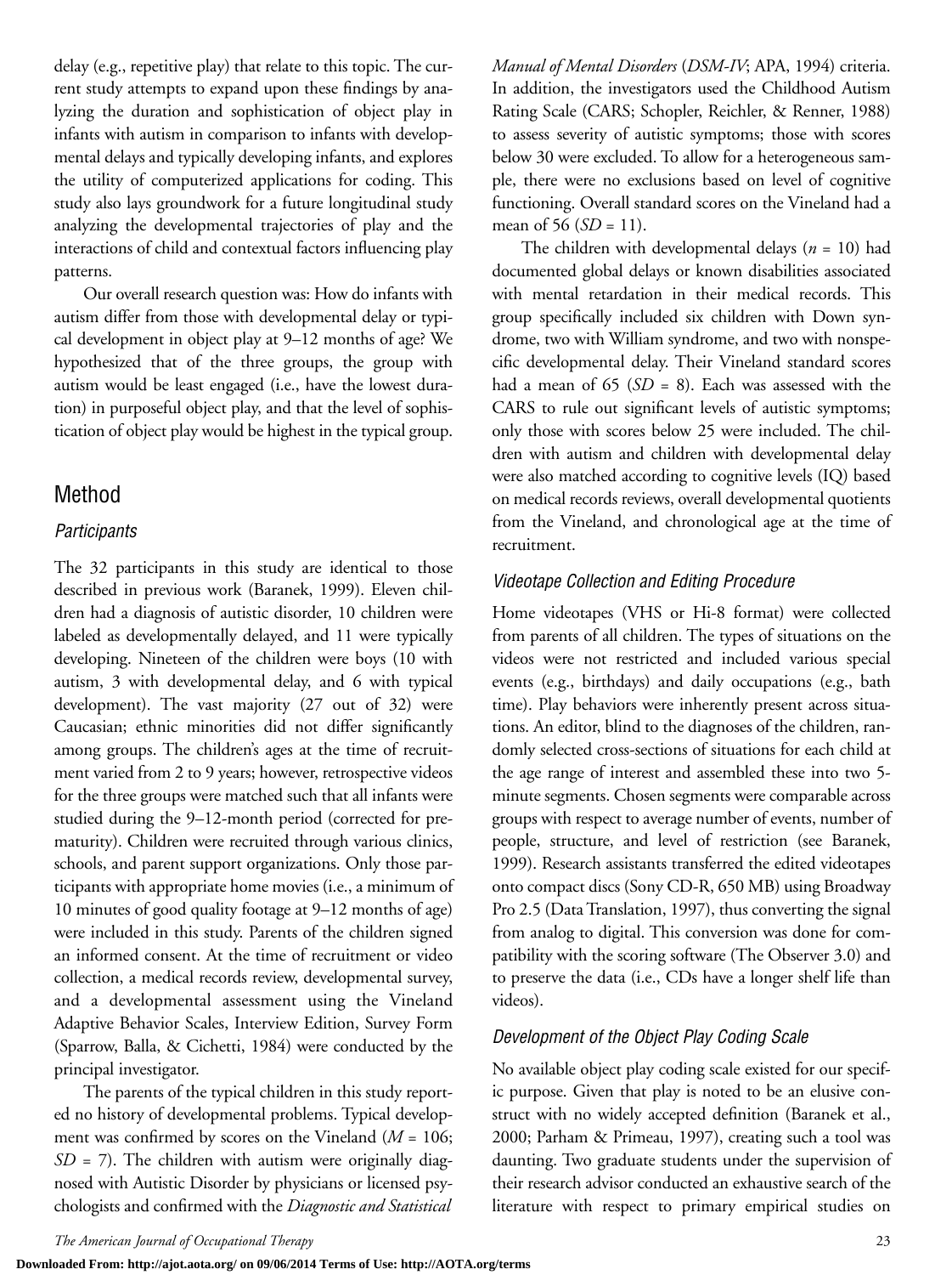delay (e.g., repetitive play) that relate to this topic. The current study attempts to expand upon these findings by analyzing the duration and sophistication of object play in infants with autism in comparison to infants with developmental delays and typically developing infants, and explores the utility of computerized applications for coding. This study also lays groundwork for a future longitudinal study analyzing the developmental trajectories of play and the interactions of child and contextual factors influencing play patterns.

Our overall research question was: How do infants with autism differ from those with developmental delay or typical development in object play at 9–12 months of age? We hypothesized that of the three groups, the group with autism would be least engaged (i.e., have the lowest duration) in purposeful object play, and that the level of sophistication of object play would be highest in the typical group.

## Method

### *Participants*

The 32 participants in this study are identical to those described in previous work (Baranek, 1999). Eleven children had a diagnosis of autistic disorder, 10 children were labeled as developmentally delayed, and 11 were typically developing. Nineteen of the children were boys (10 with autism, 3 with developmental delay, and 6 with typical development). The vast majority (27 out of 32) were Caucasian; ethnic minorities did not differ significantly among groups. The children's ages at the time of recruitment varied from 2 to 9 years; however, retrospective videos for the three groups were matched such that all infants were studied during the 9–12-month period (corrected for prematurity). Children were recruited through various clinics, schools, and parent support organizations. Only those participants with appropriate home movies (i.e., a minimum of 10 minutes of good quality footage at 9–12 months of age) were included in this study. Parents of the children signed an informed consent. At the time of recruitment or video collection, a medical records review, developmental survey, and a developmental assessment using the Vineland Adaptive Behavior Scales, Interview Edition, Survey Form (Sparrow, Balla, & Cichetti, 1984) were conducted by the principal investigator.

The parents of the typical children in this study reported no history of developmental problems. Typical development was confirmed by scores on the Vineland ($M$ = 106; $SD$ = 7). The children with autism were originally diagnosed with Autistic Disorder by physicians or licensed psychologists and confirmed with the *Diagnostic and Statistical Manual of Mental Disorders* (*DSM-IV*; APA, 1994) criteria. In addition, the investigators used the Childhood Autism Rating Scale (CARS; Schopler, Reichler, & Renner, 1988) to assess severity of autistic symptoms; those with scores below 30 were excluded. To allow for a heterogeneous sample, there were no exclusions based on level of cognitive functioning. Overall standard scores on the Vineland had a mean of 56 ($SD$ = 11).

The children with developmental delays ($n$ = 10) had documented global delays or known disabilities associated with mental retardation in their medical records. This group specifically included six children with Down syndrome, two with William syndrome, and two with nonspecific developmental delay. Their Vineland standard scores had a mean of 65 ($SD$ = 8). Each was assessed with the CARS to rule out significant levels of autistic symptoms; only those with scores below 25 were included. The children with autism and children with developmental delay were also matched according to cognitive levels (IQ) based on medical records reviews, overall developmental quotients from the Vineland, and chronological age at the time of recruitment.

### *Videotape Collection and Editing Procedure*

Home videotapes (VHS or Hi-8 format) were collected from parents of all children. The types of situations on the videos were not restricted and included various special events (e.g., birthdays) and daily occupations (e.g., bath time). Play behaviors were inherently present across situations. An editor, blind to the diagnoses of the children, randomly selected cross-sections of situations for each child at the age range of interest and assembled these into two 5-minute segments. Chosen segments were comparable across groups with respect to average number of events, number of people, structure, and level of restriction (see Baranek, 1999). Research assistants transferred the edited videotapes onto compact discs (Sony CD-R, 650 MB) using Broadway Pro 2.5 (Data Translation, 1997), thus converting the signal from analog to digital. This conversion was done for compatibility with the scoring software (The Observer 3.0) and to preserve the data (i.e., CDs have a longer shelf life than videos).

### *Development of the Object Play Coding Scale*

No available object play coding scale existed for our specific purpose. Given that play is noted to be an elusive construct with no widely accepted definition (Baranek et al., 2000; Parham & Primeau, 1997), creating such a tool was daunting. Two graduate students under the supervision of their research advisor conducted an exhaustive search of the literature with respect to primary empirical studies on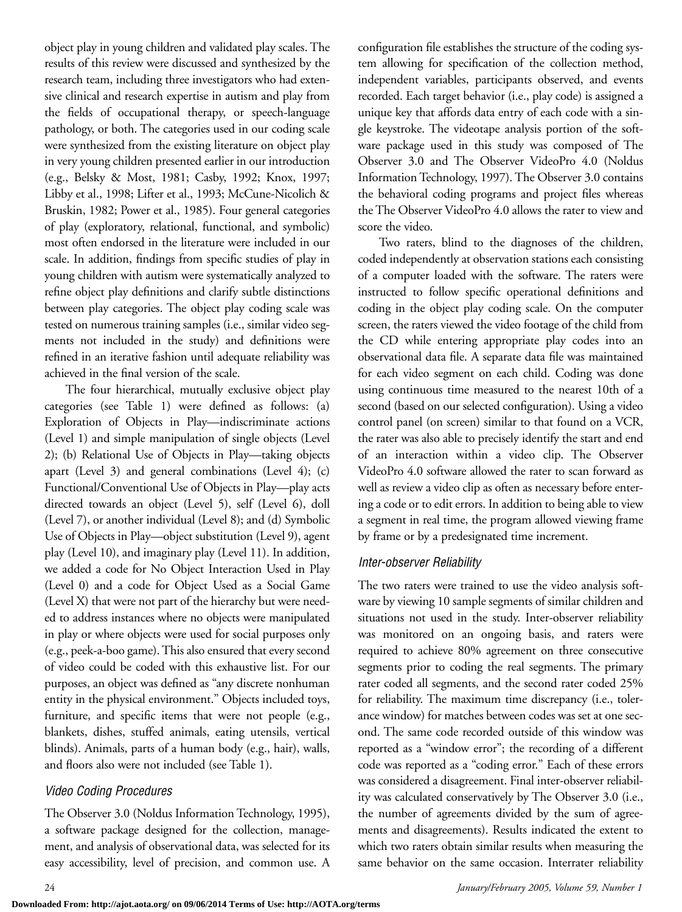object play in young children and validated play scales. The results of this review were discussed and synthesized by the research team, including three investigators who had extensive clinical and research expertise in autism and play from the fields of occupational therapy, or speech-language pathology, or both. The categories used in our coding scale were synthesized from the existing literature on object play in very young children presented earlier in our introduction (e.g., Belsky & Most, 1981; Casby, 1992; Knox, 1997; Libby et al., 1998; Lifter et al., 1993; McCune-Nicolich & Bruskin, 1982; Power et al., 1985). Four general categories of play (exploratory, relational, functional, and symbolic) most often endorsed in the literature were included in our scale. In addition, findings from specific studies of play in young children with autism were systematically analyzed to refine object play definitions and clarify subtle distinctions between play categories. The object play coding scale was tested on numerous training samples (i.e., similar video segments not included in the study) and definitions were refined in an iterative fashion until adequate reliability was achieved in the final version of the scale.

The four hierarchical, mutually exclusive object play categories (see Table 1) were defined as follows: (a) Exploration of Objects in Play—indiscriminate actions (Level 1) and simple manipulation of single objects (Level 2); (b) Relational Use of Objects in Play—taking objects apart (Level 3) and general combinations (Level 4); (c) Functional/Conventional Use of Objects in Play—play acts directed towards an object (Level 5), self (Level 6), doll (Level 7), or another individual (Level 8); and (d) Symbolic Use of Objects in Play—object substitution (Level 9), agent play (Level 10), and imaginary play (Level 11). In addition, we added a code for No Object Interaction Used in Play (Level 0) and a code for Object Used as a Social Game (Level X) that were not part of the hierarchy but were needed to address instances where no objects were manipulated in play or where objects were used for social purposes only (e.g., peek-a-boo game). This also ensured that every second of video could be coded with this exhaustive list. For our purposes, an object was defined as "any discrete nonhuman entity in the physical environment." Objects included toys, furniture, and specific items that were not people (e.g., blankets, dishes, stuffed animals, eating utensils, vertical blinds). Animals, parts of a human body (e.g., hair), walls, and floors also were not included (see Table 1).

### *Video Coding Procedures*

The Observer 3.0 (Noldus Information Technology, 1995), a software package designed for the collection, management, and analysis of observational data, was selected for its easy accessibility, level of precision, and common use. A configuration file establishes the structure of the coding system allowing for specification of the collection method, independent variables, participants observed, and events recorded. Each target behavior (i.e., play code) is assigned a unique key that affords data entry of each code with a single keystroke. The videotape analysis portion of the software package used in this study was composed of The Observer 3.0 and The Observer VideoPro 4.0 (Noldus Information Technology, 1997). The Observer 3.0 contains the behavioral coding programs and project files whereas the The Observer VideoPro 4.0 allows the rater to view and score the video.

Two raters, blind to the diagnoses of the children, coded independently at observation stations each consisting of a computer loaded with the software. The raters were instructed to follow specific operational definitions and coding in the object play coding scale. On the computer screen, the raters viewed the video footage of the child from the CD while entering appropriate play codes into an observational data file. A separate data file was maintained for each video segment on each child. Coding was done using continuous time measured to the nearest 10th of a second (based on our selected configuration). Using a video control panel (on screen) similar to that found on a VCR, the rater was also able to precisely identify the start and end of an interaction within a video clip. The Observer VideoPro 4.0 software allowed the rater to scan forward as well as review a video clip as often as necessary before entering a code or to edit errors. In addition to being able to view a segment in real time, the program allowed viewing frame by frame or by a predesignated time increment.

### *Inter-observer Reliability*

The two raters were trained to use the video analysis software by viewing 10 sample segments of similar children and situations not used in the study. Inter-observer reliability was monitored on an ongoing basis, and raters were required to achieve 80% agreement on three consecutive segments prior to coding the real segments. The primary rater coded all segments, and the second rater coded 25% for reliability. The maximum time discrepancy (i.e., tolerance window) for matches between codes was set at one second. The same code recorded outside of this window was reported as a "window error"; the recording of a different code was reported as a "coding error." Each of these errors was considered a disagreement. Final inter-observer reliability was calculated conservatively by The Observer 3.0 (i.e., the number of agreements divided by the sum of agreements and disagreements). Results indicated the extent to which two raters obtain similar results when measuring the same behavior on the same occasion. Interrater reliability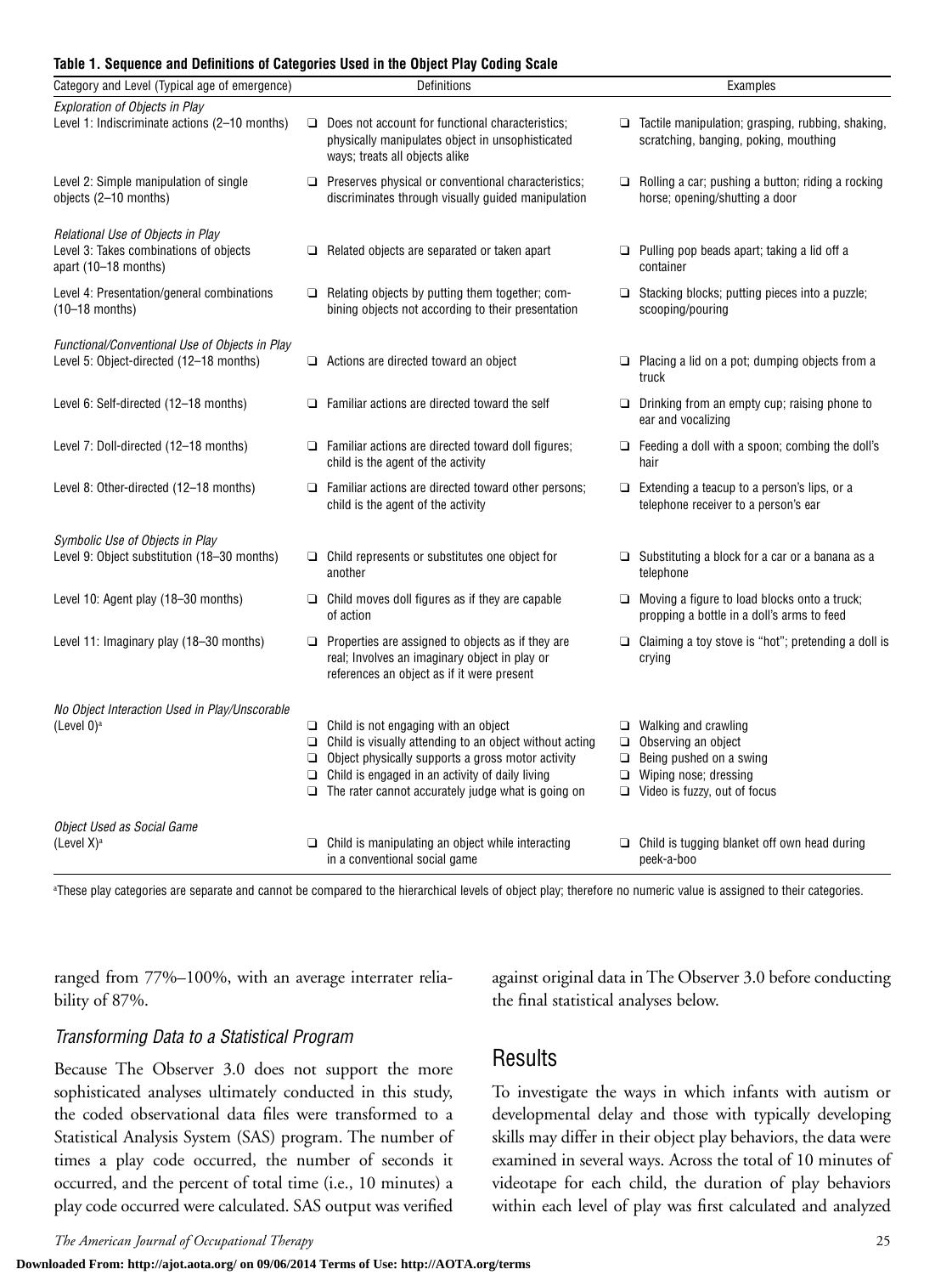**Table 1. Sequence and Definitions of Categories Used in the Object Play Coding Scale**

| Category and Level (Typical age of emergence) | Definitions | Examples |
|---|---|---|
| *Exploration of Objects in Play* | | |
| Level 1: Indiscriminate actions (2–10 months) | ❑ Does not account for functional characteristics; physically manipulates object in unsophisticated ways; treats all objects alike | ❑ Tactile manipulation; grasping, rubbing, shaking, scratching, banging, poking, mouthing |
| Level 2: Simple manipulation of single objects (2–10 months) | ❑ Preserves physical or conventional characteristics; discriminates through visually guided manipulation | ❑ Rolling a car; pushing a button; riding a rocking horse; opening/shutting a door |
| *Relational Use of Objects in Play* | | |
| Level 3: Takes combinations of objects apart (10–18 months) | ❑ Related objects are separated or taken apart | ❑ Pulling pop beads apart; taking a lid off a container |
| Level 4: Presentation/general combinations (10–18 months) | ❑ Relating objects by putting them together; combining objects not according to their presentation | ❑ Stacking blocks; putting pieces into a puzzle; scooping/pouring |
| *Functional/Conventional Use of Objects in Play* | | |
| Level 5: Object-directed (12–18 months) | ❑ Actions are directed toward an object | ❑ Placing a lid on a pot; dumping objects from a truck |
| Level 6: Self-directed (12–18 months) | ❑ Familiar actions are directed toward the self | ❑ Drinking from an empty cup; raising phone to ear and vocalizing |
| Level 7: Doll-directed (12–18 months) | ❑ Familiar actions are directed toward doll figures; child is the agent of the activity | ❑ Feeding a doll with a spoon; combing the doll's hair |
| Level 8: Other-directed (12–18 months) | ❑ Familiar actions are directed toward other persons; child is the agent of the activity | ❑ Extending a teacup to a person's lips, or a telephone receiver to a person's ear |
| *Symbolic Use of Objects in Play* | | |
| Level 9: Object substitution (18–30 months) | ❑ Child represents or substitutes one object for another | ❑ Substituting a block for a car or a banana as a telephone |
| Level 10: Agent play (18–30 months) | ❑ Child moves doll figures as if they are capable of action | ❑ Moving a figure to load blocks onto a truck; propping a bottle in a doll's arms to feed |
| Level 11: Imaginary play (18–30 months) | ❑ Properties are assigned to objects as if they are real; Involves an imaginary object in play or references an object as if it were present | ❑ Claiming a toy stove is "hot"; pretending a doll is crying |
| *No Object Interaction Used in Play/Unscorable* | | |
| (Level 0)[a] | ❑ Child is not engaging with an object<br>❑ Child is visually attending to an object without acting<br>❑ Object physically supports a gross motor activity<br>❑ Child is engaged in an activity of daily living<br>❑ The rater cannot accurately judge what is going on | ❑ Walking and crawling<br>❑ Observing an object<br>❑ Being pushed on a swing<br>❑ Wiping nose; dressing<br>❑ Video is fuzzy, out of focus |
| *Object Used as Social Game* | | |
| (Level X)[a] | ❑ Child is manipulating an object while interacting in a conventional social game | ❑ Child is tugging blanket off own head during peek-a-boo |

[a]These play categories are separate and cannot be compared to the hierarchical levels of object play; therefore no numeric value is assigned to their categories.

ranged from 77%–100%, with an average interrater reliability of 87%.

### *Transforming Data to a Statistical Program*

Because The Observer 3.0 does not support the more sophisticated analyses ultimately conducted in this study, the coded observational data files were transformed to a Statistical Analysis System (SAS) program. The number of times a play code occurred, the number of seconds it occurred, and the percent of total time (i.e., 10 minutes) a play code occurred were calculated. SAS output was verified against original data in The Observer 3.0 before conducting the final statistical analyses below.

## Results

To investigate the ways in which infants with autism or developmental delay and those with typically developing skills may differ in their object play behaviors, the data were examined in several ways. Across the total of 10 minutes of videotape for each child, the duration of play behaviors within each level of play was first calculated and analyzed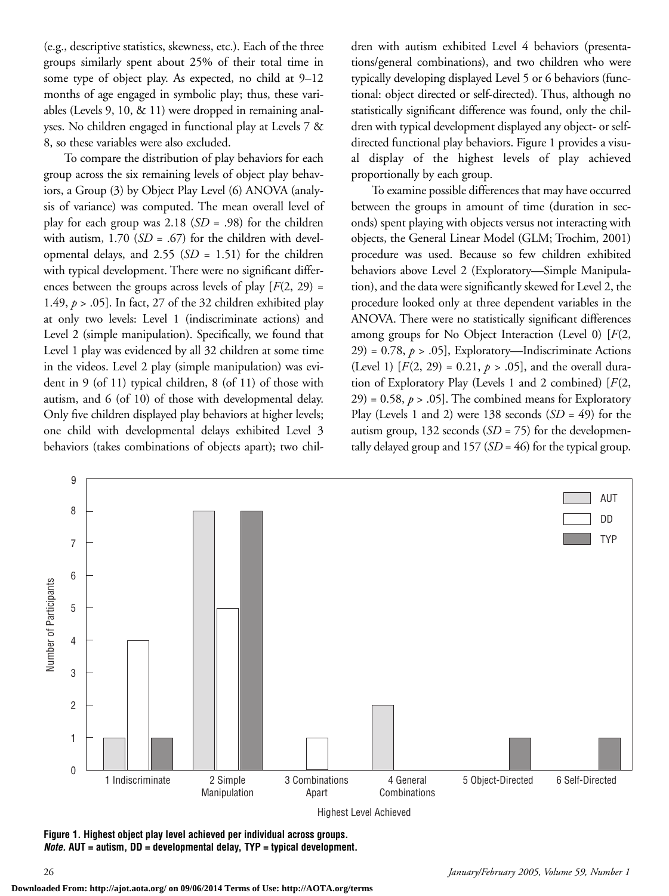(e.g., descriptive statistics, skewness, etc.). Each of the three groups similarly spent about 25% of their total time in some type of object play. As expected, no child at 9–12 months of age engaged in symbolic play; thus, these variables (Levels 9, 10, & 11) were dropped in remaining analyses. No children engaged in functional play at Levels 7 & 8, so these variables were also excluded.

To compare the distribution of play behaviors for each group across the six remaining levels of object play behaviors, a Group (3) by Object Play Level (6) ANOVA (analysis of variance) was computed. The mean overall level of play for each group was 2.18 ($SD$ = .98) for the children with autism, 1.70 ($SD$ = .67) for the children with developmental delays, and 2.55 ($SD$ = 1.51) for the children with typical development. There were no significant differences between the groups across levels of play [$F(2, 29) = 1.49, p > .05$]. In fact, 27 of the 32 children exhibited play at only two levels: Level 1 (indiscriminate actions) and Level 2 (simple manipulation). Specifically, we found that Level 1 play was evidenced by all 32 children at some time in the videos. Level 2 play (simple manipulation) was evident in 9 (of 11) typical children, 8 (of 11) of those with autism, and 6 (of 10) of those with developmental delay. Only five children displayed play behaviors at higher levels; one child with developmental delays exhibited Level 3 behaviors (takes combinations of objects apart); two children with autism exhibited Level 4 behaviors (presentations/general combinations), and two children who were typically developing displayed Level 5 or 6 behaviors (functional: object directed or self-directed). Thus, although no statistically significant difference was found, only the children with typical development displayed any object- or self-directed functional play behaviors. Figure 1 provides a visual display of the highest levels of play achieved proportionally by each group.

To examine possible differences that may have occurred between the groups in amount of time (duration in seconds) spent playing with objects versus not interacting with objects, the General Linear Model (GLM; Trochim, 2001) procedure was used. Because so few children exhibited behaviors above Level 2 (Exploratory—Simple Manipulation), and the data were significantly skewed for Level 2, the procedure looked only at three dependent variables in the ANOVA. There were no statistically significant differences among groups for No Object Interaction (Level 0) [$F(2, 29) = 0.78, p > .05$], Exploratory—Indiscriminate Actions (Level 1) [$F(2, 29) = 0.21, p > .05$], and the overall duration of Exploratory Play (Levels 1 and 2 combined) [$F(2, 29) = 0.58, p > .05$]. The combined means for Exploratory Play (Levels 1 and 2) were 138 seconds ($SD$ = 49) for the autism group, 132 seconds ($SD$ = 75) for the developmentally delayed group and 157 ($SD$ = 46) for the typical group.

**Figure 1. Highest object play level achieved per individual across groups.**
***Note.*** **AUT = autism, DD = developmental delay, TYP = typical development.**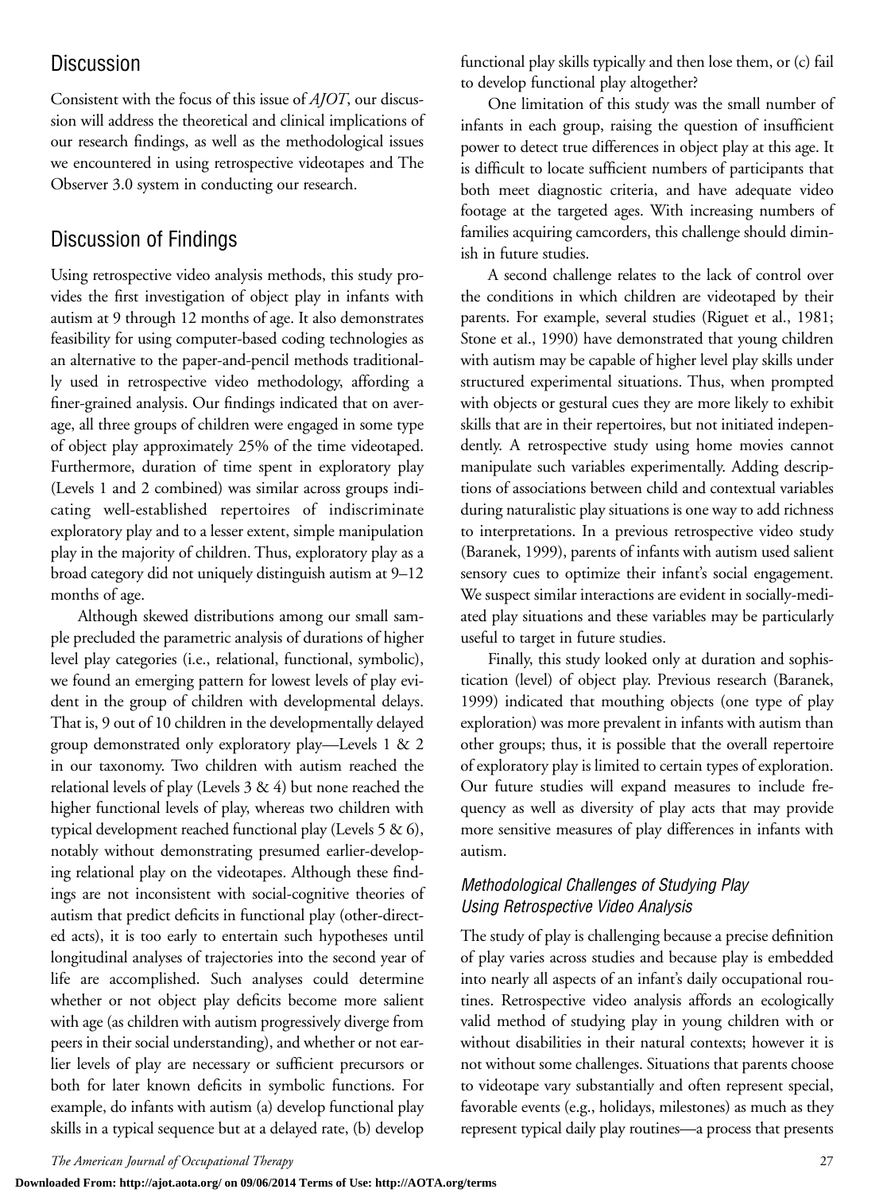## Discussion

Consistent with the focus of this issue of *AJOT*, our discussion will address the theoretical and clinical implications of our research findings, as well as the methodological issues we encountered in using retrospective videotapes and The Observer 3.0 system in conducting our research.

## Discussion of Findings

Using retrospective video analysis methods, this study provides the first investigation of object play in infants with autism at 9 through 12 months of age. It also demonstrates feasibility for using computer-based coding technologies as an alternative to the paper-and-pencil methods traditionally used in retrospective video methodology, affording a finer-grained analysis. Our findings indicated that on average, all three groups of children were engaged in some type of object play approximately 25% of the time videotaped. Furthermore, duration of time spent in exploratory play (Levels 1 and 2 combined) was similar across groups indicating well-established repertoires of indiscriminate exploratory play and to a lesser extent, simple manipulation play in the majority of children. Thus, exploratory play as a broad category did not uniquely distinguish autism at 9–12 months of age.

Although skewed distributions among our small sample precluded the parametric analysis of durations of higher level play categories (i.e., relational, functional, symbolic), we found an emerging pattern for lowest levels of play evident in the group of children with developmental delays. That is, 9 out of 10 children in the developmentally delayed group demonstrated only exploratory play—Levels 1 & 2 in our taxonomy. Two children with autism reached the relational levels of play (Levels 3 & 4) but none reached the higher functional levels of play, whereas two children with typical development reached functional play (Levels 5 & 6), notably without demonstrating presumed earlier-developing relational play on the videotapes. Although these findings are not inconsistent with social-cognitive theories of autism that predict deficits in functional play (other-directed acts), it is too early to entertain such hypotheses until longitudinal analyses of trajectories into the second year of life are accomplished. Such analyses could determine whether or not object play deficits become more salient with age (as children with autism progressively diverge from peers in their social understanding), and whether or not earlier levels of play are necessary or sufficient precursors or both for later known deficits in symbolic functions. For example, do infants with autism (a) develop functional play skills in a typical sequence but at a delayed rate, (b) develop functional play skills typically and then lose them, or (c) fail to develop functional play altogether?

One limitation of this study was the small number of infants in each group, raising the question of insufficient power to detect true differences in object play at this age. It is difficult to locate sufficient numbers of participants that both meet diagnostic criteria, and have adequate video footage at the targeted ages. With increasing numbers of families acquiring camcorders, this challenge should diminish in future studies.

A second challenge relates to the lack of control over the conditions in which children are videotaped by their parents. For example, several studies (Riguet et al., 1981; Stone et al., 1990) have demonstrated that young children with autism may be capable of higher level play skills under structured experimental situations. Thus, when prompted with objects or gestural cues they are more likely to exhibit skills that are in their repertoires, but not initiated independently. A retrospective study using home movies cannot manipulate such variables experimentally. Adding descriptions of associations between child and contextual variables during naturalistic play situations is one way to add richness to interpretations. In a previous retrospective video study (Baranek, 1999), parents of infants with autism used salient sensory cues to optimize their infant's social engagement. We suspect similar interactions are evident in socially-mediated play situations and these variables may be particularly useful to target in future studies.

Finally, this study looked only at duration and sophistication (level) of object play. Previous research (Baranek, 1999) indicated that mouthing objects (one type of play exploration) was more prevalent in infants with autism than other groups; thus, it is possible that the overall repertoire of exploratory play is limited to certain types of exploration. Our future studies will expand measures to include frequency as well as diversity of play acts that may provide more sensitive measures of play differences in infants with autism.

### *Methodological Challenges of Studying Play Using Retrospective Video Analysis*

The study of play is challenging because a precise definition of play varies across studies and because play is embedded into nearly all aspects of an infant's daily occupational routines. Retrospective video analysis affords an ecologically valid method of studying play in young children with or without disabilities in their natural contexts; however it is not without some challenges. Situations that parents choose to videotape vary substantially and often represent special, favorable events (e.g., holidays, milestones) as much as they represent typical daily play routines—a process that presents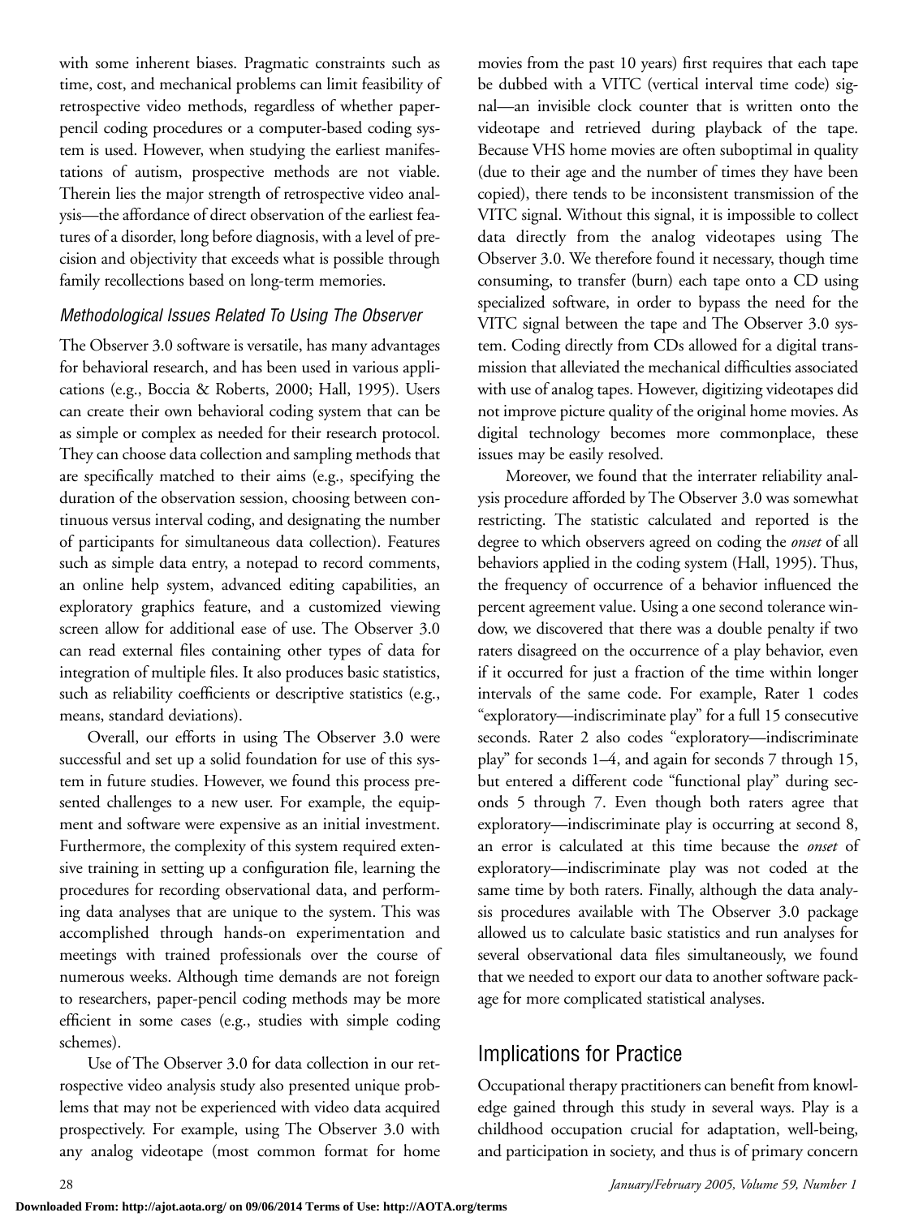with some inherent biases. Pragmatic constraints such as time, cost, and mechanical problems can limit feasibility of retrospective video methods, regardless of whether paper-pencil coding procedures or a computer-based coding system is used. However, when studying the earliest manifestations of autism, prospective methods are not viable. Therein lies the major strength of retrospective video analysis—the affordance of direct observation of the earliest features of a disorder, long before diagnosis, with a level of precision and objectivity that exceeds what is possible through family recollections based on long-term memories.

### *Methodological Issues Related To Using The Observer*

The Observer 3.0 software is versatile, has many advantages for behavioral research, and has been used in various applications (e.g., Boccia & Roberts, 2000; Hall, 1995). Users can create their own behavioral coding system that can be as simple or complex as needed for their research protocol. They can choose data collection and sampling methods that are specifically matched to their aims (e.g., specifying the duration of the observation session, choosing between continuous versus interval coding, and designating the number of participants for simultaneous data collection). Features such as simple data entry, a notepad to record comments, an online help system, advanced editing capabilities, an exploratory graphics feature, and a customized viewing screen allow for additional ease of use. The Observer 3.0 can read external files containing other types of data for integration of multiple files. It also produces basic statistics, such as reliability coefficients or descriptive statistics (e.g., means, standard deviations).

Overall, our efforts in using The Observer 3.0 were successful and set up a solid foundation for use of this system in future studies. However, we found this process presented challenges to a new user. For example, the equipment and software were expensive as an initial investment. Furthermore, the complexity of this system required extensive training in setting up a configuration file, learning the procedures for recording observational data, and performing data analyses that are unique to the system. This was accomplished through hands-on experimentation and meetings with trained professionals over the course of numerous weeks. Although time demands are not foreign to researchers, paper-pencil coding methods may be more efficient in some cases (e.g., studies with simple coding schemes).

Use of The Observer 3.0 for data collection in our retrospective video analysis study also presented unique problems that may not be experienced with video data acquired prospectively. For example, using The Observer 3.0 with any analog videotape (most common format for home movies from the past 10 years) first requires that each tape be dubbed with a VITC (vertical interval time code) signal—an invisible clock counter that is written onto the videotape and retrieved during playback of the tape. Because VHS home movies are often suboptimal in quality (due to their age and the number of times they have been copied), there tends to be inconsistent transmission of the VITC signal. Without this signal, it is impossible to collect data directly from the analog videotapes using The Observer 3.0. We therefore found it necessary, though time consuming, to transfer (burn) each tape onto a CD using specialized software, in order to bypass the need for the VITC signal between the tape and The Observer 3.0 system. Coding directly from CDs allowed for a digital transmission that alleviated the mechanical difficulties associated with use of analog tapes. However, digitizing videotapes did not improve picture quality of the original home movies. As digital technology becomes more commonplace, these issues may be easily resolved.

Moreover, we found that the interrater reliability analysis procedure afforded by The Observer 3.0 was somewhat restricting. The statistic calculated and reported is the degree to which observers agreed on coding the *onset* of all behaviors applied in the coding system (Hall, 1995). Thus, the frequency of occurrence of a behavior influenced the percent agreement value. Using a one second tolerance window, we discovered that there was a double penalty if two raters disagreed on the occurrence of a play behavior, even if it occurred for just a fraction of the time within longer intervals of the same code. For example, Rater 1 codes "exploratory—indiscriminate play" for a full 15 consecutive seconds. Rater 2 also codes "exploratory—indiscriminate play" for seconds 1–4, and again for seconds 7 through 15, but entered a different code "functional play" during seconds 5 through 7. Even though both raters agree that exploratory—indiscriminate play is occurring at second 8, an error is calculated at this time because the *onset* of exploratory—indiscriminate play was not coded at the same time by both raters. Finally, although the data analysis procedures available with The Observer 3.0 package allowed us to calculate basic statistics and run analyses for several observational data files simultaneously, we found that we needed to export our data to another software package for more complicated statistical analyses.

## Implications for Practice

Occupational therapy practitioners can benefit from knowledge gained through this study in several ways. Play is a childhood occupation crucial for adaptation, well-being, and participation in society, and thus is of primary concern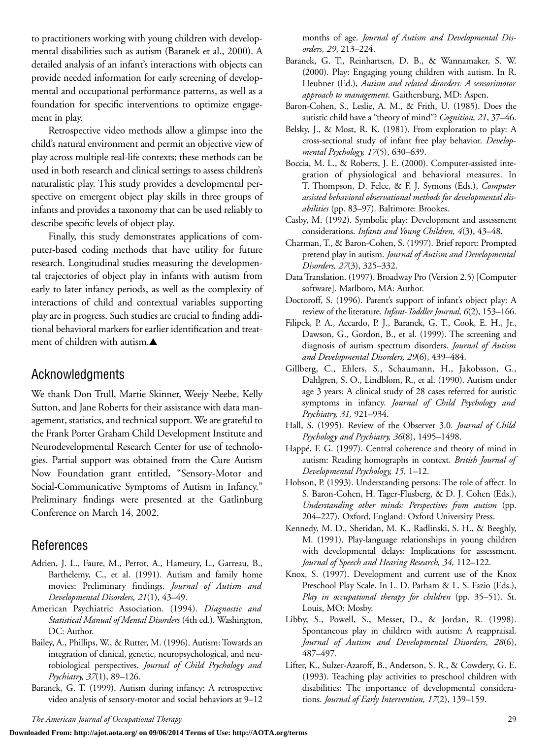to practitioners working with young children with developmental disabilities such as autism (Baranek et al., 2000). A detailed analysis of an infant's interactions with objects can provide needed information for early screening of developmental and occupational performance patterns, as well as a foundation for specific interventions to optimize engagement in play.

Retrospective video methods allow a glimpse into the child's natural environment and permit an objective view of play across multiple real-life contexts; these methods can be used in both research and clinical settings to assess children's naturalistic play. This study provides a developmental perspective on emergent object play skills in three groups of infants and provides a taxonomy that can be used reliably to describe specific levels of object play.

Finally, this study demonstrates applications of computer-based coding methods that have utility for future research. Longitudinal studies measuring the developmental trajectories of object play in infants with autism from early to later infancy periods, as well as the complexity of interactions of child and contextual variables supporting play are in progress. Such studies are crucial to finding additional behavioral markers for earlier identification and treatment of children with autism.▲

## Acknowledgments

We thank Don Trull, Martie Skinner, Weejy Neebe, Kelly Sutton, and Jane Roberts for their assistance with data management, statistics, and technical support. We are grateful to the Frank Porter Graham Child Development Institute and Neurodevelopmental Research Center for use of technologies. Partial support was obtained from the Cure Autism Now Foundation grant entitled, "Sensory-Motor and Social-Communicative Symptoms of Autism in Infancy." Preliminary findings were presented at the Gatlinburg Conference on March 14, 2002.

## References

Adrien, J. L., Faure, M., Perrot, A., Hameury, L., Garreau, B., Barthelemy, C., et al. (1991). Autism and family home movies: Preliminary findings. *Journal of Autism and Developmental Disorders, 21*(1), 43–49.

American Psychiatric Association. (1994). *Diagnostic and Statistical Manual of Mental Disorders* (4th ed.). Washington, DC: Author.

Bailey, A., Phillips, W., & Rutter, M. (1996). Autism: Towards an integration of clinical, genetic, neuropsychological, and neurobiological perspectives. *Journal of Child Psychology and Psychiatry, 37*(1), 89–126.

Baranek, G. T. (1999). Autism during infancy: A retrospective video analysis of sensory-motor and social behaviors at 9–12 months of age. *Journal of Autism and Developmental Disorders, 29*, 213–224.

Baranek, G. T., Reinhartsen, D. B., & Wannamaker, S. W. (2000). Play: Engaging young children with autism. In R. Heubner (Ed.), *Autism and related disorders: A sensorimotor approach to management*. Gaithersburg, MD: Aspen.

Baron-Cohen, S., Leslie, A. M., & Frith, U. (1985). Does the autistic child have a "theory of mind"? *Cognition, 21*, 37–46.

Belsky, J., & Most, R. K. (1981). From exploration to play: A cross-sectional study of infant free play behavior. *Developmental Psychology, 17*(5), 630–639.

Boccia, M. L., & Roberts, J. E. (2000). Computer-assisted integration of physiological and behavioral measures. In T. Thompson, D. Felce, & F. J. Symons (Eds.), *Computer assisted behavioral observational methods for developmental disabilities* (pp. 83–97). Baltimore: Brookes.

Casby, M. (1992). Symbolic play: Development and assessment considerations. *Infants and Young Children, 4*(3), 43–48.

Charman, T., & Baron-Cohen, S. (1997). Brief report: Prompted pretend play in autism. *Journal of Autism and Developmental Disorders, 27*(3), 325–332.

Data Translation. (1997). Broadway Pro (Version 2.5) [Computer software]. Marlboro, MA: Author.

Doctoroff, S. (1996). Parent's support of infant's object play: A review of the literature. *Infant-Toddler Journal, 6*(2), 153–166.

Filipek, P. A., Accardo, P. J., Baranek, G. T., Cook, E. H., Jr., Dawson, G., Gordon, B., et al. (1999). The screening and diagnosis of autism spectrum disorders. *Journal of Autism and Developmental Disorders, 29*(6), 439–484.

Gillberg, C., Ehlers, S., Schaumann, H., Jakobsson, G., Dahlgren, S. O., Lindblom, R., et al. (1990). Autism under age 3 years: A clinical study of 28 cases referred for autistic symptoms in infancy. *Journal of Child Psychology and Psychiatry, 31,* 921–934.

Hall, S. (1995). Review of the Observer 3.0. *Journal of Child Psychology and Psychiatry, 36*(8), 1495–1498.

Happé, F. G. (1997). Central coherence and theory of mind in autism: Reading homographs in context. *British Journal of Developmental Psychology, 15*, 1–12.

Hobson, P. (1993). Understanding persons: The role of affect. In S. Baron-Cohen, H. Tager-Flusberg, & D. J. Cohen (Eds.), *Understanding other minds: Perspectives from autism* (pp. 204–227). Oxford, England: Oxford University Press.

Kennedy, M. D., Sheridan, M. K., Radlinski, S. H., & Beeghly, M. (1991). Play-language relationships in young children with developmental delays: Implications for assessment. *Journal of Speech and Hearing Research, 34,* 112–122.

Knox, S. (1997). Development and current use of the Knox Preschool Play Scale. In L. D. Parham & L. S. Fazio (Eds.), *Play in occupational therapy for children* (pp. 35–51). St. Louis, MO: Mosby.

Libby, S., Powell, S., Messer, D., & Jordan, R. (1998). Spontaneous play in children with autism: A reappraisal. *Journal of Autism and Developmental Disorders, 28*(6), 487–497.

Lifter, K., Sulzer-Azaroff, B., Anderson, S. R., & Cowdery, G. E. (1993). Teaching play activities to preschool children with disabilities: The importance of developmental considerations. *Journal of Early Intervention, 17*(2), 139–159.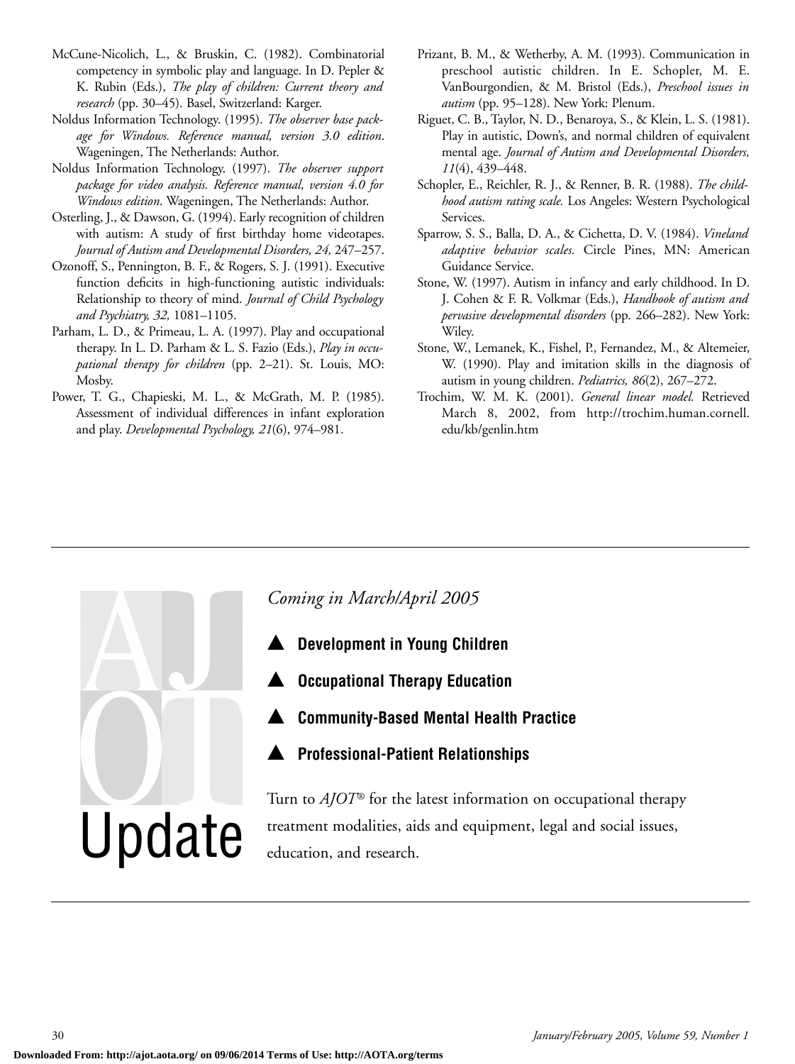McCune-Nicolich, L., & Bruskin, C. (1982). Combinatorial competency in symbolic play and language. In D. Pepler & K. Rubin (Eds.), *The play of children: Current theory and research* (pp. 30–45). Basel, Switzerland: Karger.

Noldus Information Technology. (1995). *The observer base package for Windows. Reference manual, version 3.0 edition*. Wageningen, The Netherlands: Author.

Noldus Information Technology. (1997). *The observer support package for video analysis. Reference manual, version 4.0 for Windows edition*. Wageningen, The Netherlands: Author.

Osterling, J., & Dawson, G. (1994). Early recognition of children with autism: A study of first birthday home videotapes. *Journal of Autism and Developmental Disorders, 24,* 247–257.

Ozonoff, S., Pennington, B. F., & Rogers, S. J. (1991). Executive function deficits in high-functioning autistic individuals: Relationship to theory of mind. *Journal of Child Psychology and Psychiatry, 32,* 1081–1105.

Parham, L. D., & Primeau, L. A. (1997). Play and occupational therapy. In L. D. Parham & L. S. Fazio (Eds.), *Play in occupational therapy for children* (pp. 2–21). St. Louis, MO: Mosby.

Power, T. G., Chapieski, M. L., & McGrath, M. P. (1985). Assessment of individual differences in infant exploration and play. *Developmental Psychology, 21*(6), 974–981.

Prizant, B. M., & Wetherby, A. M. (1993). Communication in preschool autistic children. In E. Schopler, M. E. VanBourgondien, & M. Bristol (Eds.), *Preschool issues in autism* (pp. 95–128). New York: Plenum.

Riguet, C. B., Taylor, N. D., Benaroya, S., & Klein, L. S. (1981). Play in autistic, Down's, and normal children of equivalent mental age. *Journal of Autism and Developmental Disorders, 11*(4), 439–448.

Schopler, E., Reichler, R. J., & Renner, B. R. (1988). *The childhood autism rating scale.* Los Angeles: Western Psychological Services.

Sparrow, S. S., Balla, D. A., & Cichetta, D. V. (1984). *Vineland adaptive behavior scales.* Circle Pines, MN: American Guidance Service.

Stone, W. (1997). Autism in infancy and early childhood. In D. J. Cohen & F. R. Volkmar (Eds.), *Handbook of autism and pervasive developmental disorders* (pp. 266–282). New York: Wiley.

Stone, W., Lemanek, K., Fishel, P., Fernandez, M., & Altemeier, W. (1990). Play and imitation skills in the diagnosis of autism in young children. *Pediatrics, 86*(2), 267–272.

Trochim, W. M. K. (2001). *General linear model.* Retrieved March 8, 2002, from http://trochim.human.cornell.edu/kb/genlin.htm

---

AJOT Update

*Coming in March/April 2005*

- **Development in Young Children**
- **Occupational Therapy Education**
- **Community-Based Mental Health Practice**
- **Professional-Patient Relationships**

Turn to *AJOT*® for the latest information on occupational therapy treatment modalities, aids and equipment, legal and social issues, education, and research.